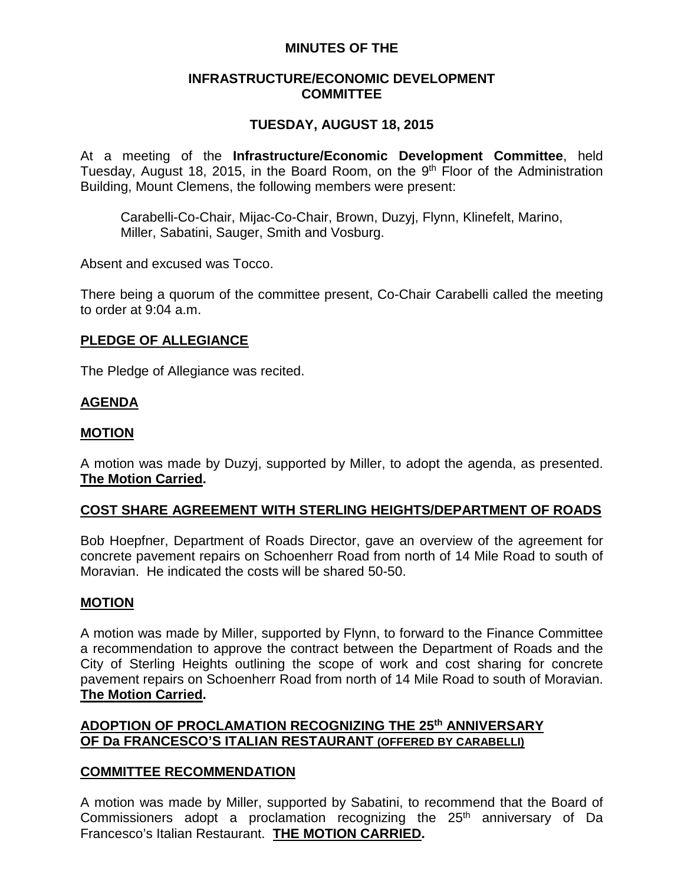# MINUTES OF THE

## INFRASTRUCTURE/ECONOMIC DEVELOPMENT COMMITTEE

## TUESDAY, AUGUST 18, 2015

At a meeting of the **Infrastructure/Economic Development Committee**, held Tuesday, August 18, 2015, in the Board Room, on the 9th Floor of the Administration Building, Mount Clemens, the following members were present:

> Carabelli-Co-Chair, Mijac-Co-Chair, Brown, Duzyj, Flynn, Klinefelt, Marino, Miller, Sabatini, Sauger, Smith and Vosburg.

Absent and excused was Tocco.

There being a quorum of the committee present, Co-Chair Carabelli called the meeting to order at 9:04 a.m.

### PLEDGE OF ALLEGIANCE

The Pledge of Allegiance was recited.

### AGENDA

### MOTION

A motion was made by Duzyj, supported by Miller, to adopt the agenda, as presented. **The Motion Carried.**

### COST SHARE AGREEMENT WITH STERLING HEIGHTS/DEPARTMENT OF ROADS

Bob Hoepfner, Department of Roads Director, gave an overview of the agreement for concrete pavement repairs on Schoenherr Road from north of 14 Mile Road to south of Moravian. He indicated the costs will be shared 50-50.

### MOTION

A motion was made by Miller, supported by Flynn, to forward to the Finance Committee a recommendation to approve the contract between the Department of Roads and the City of Sterling Heights outlining the scope of work and cost sharing for concrete pavement repairs on Schoenherr Road from north of 14 Mile Road to south of Moravian. **The Motion Carried.**

### ADOPTION OF PROCLAMATION RECOGNIZING THE 25th ANNIVERSARY OF Da FRANCESCO'S ITALIAN RESTAURANT (OFFERED BY CARABELLI)

### COMMITTEE RECOMMENDATION

A motion was made by Miller, supported by Sabatini, to recommend that the Board of Commissioners adopt a proclamation recognizing the 25th anniversary of Da Francesco's Italian Restaurant. **THE MOTION CARRIED.**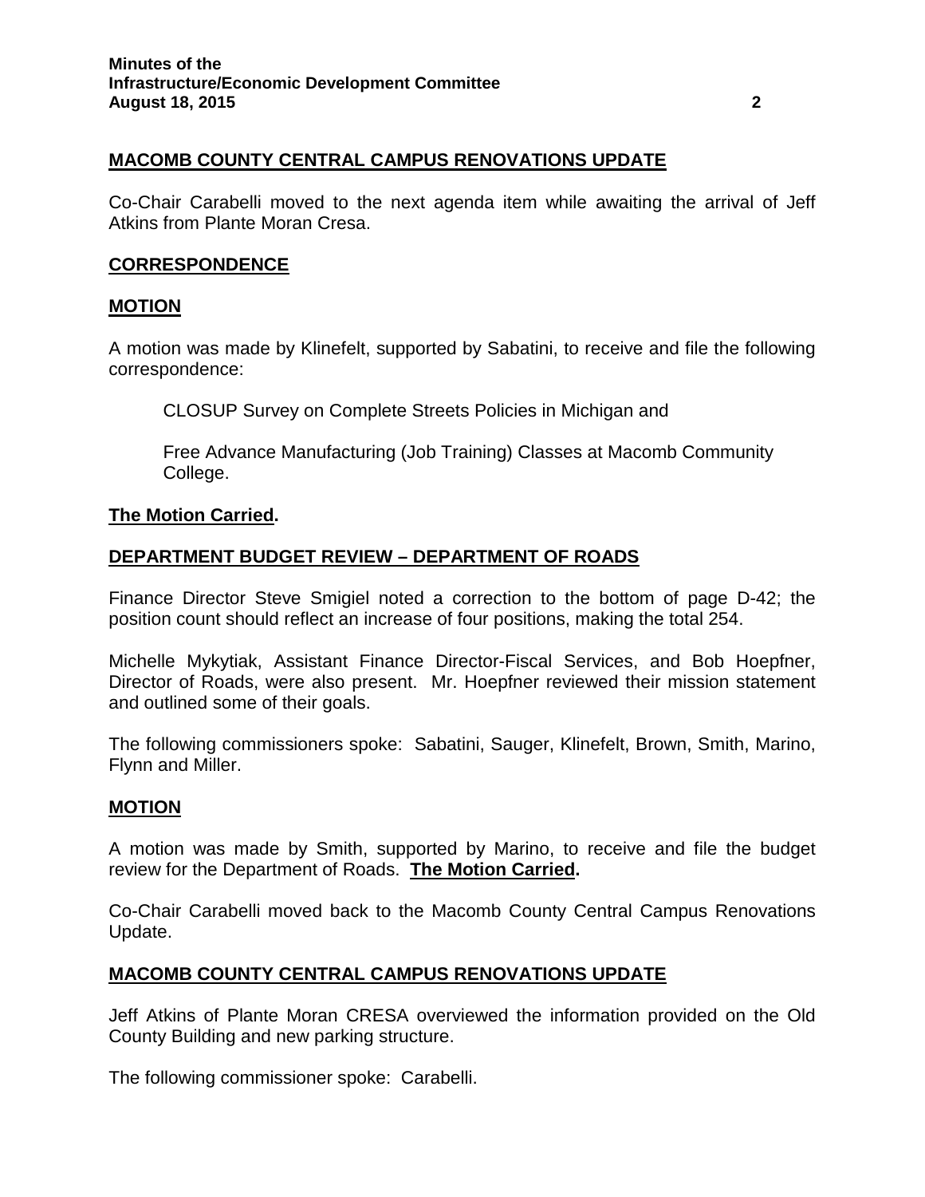**MACOMB COUNTY CENTRAL CAMPUS RENOVATIONS UPDATE**

Co-Chair Carabelli moved to the next agenda item while awaiting the arrival of Jeff Atkins from Plante Moran Cresa.

**CORRESPONDENCE**

**MOTION**

A motion was made by Klinefelt, supported by Sabatini, to receive and file the following correspondence:

CLOSUP Survey on Complete Streets Policies in Michigan and

Free Advance Manufacturing (Job Training) Classes at Macomb Community College.

**The Motion Carried.**

**DEPARTMENT BUDGET REVIEW – DEPARTMENT OF ROADS**

Finance Director Steve Smigiel noted a correction to the bottom of page D-42; the position count should reflect an increase of four positions, making the total 254.

Michelle Mykytiak, Assistant Finance Director-Fiscal Services, and Bob Hoepfner, Director of Roads, were also present. Mr. Hoepfner reviewed their mission statement and outlined some of their goals.

The following commissioners spoke: Sabatini, Sauger, Klinefelt, Brown, Smith, Marino, Flynn and Miller.

**MOTION**

A motion was made by Smith, supported by Marino, to receive and file the budget review for the Department of Roads. **The Motion Carried.**

Co-Chair Carabelli moved back to the Macomb County Central Campus Renovations Update.

**MACOMB COUNTY CENTRAL CAMPUS RENOVATIONS UPDATE**

Jeff Atkins of Plante Moran CRESA overviewed the information provided on the Old County Building and new parking structure.

The following commissioner spoke: Carabelli.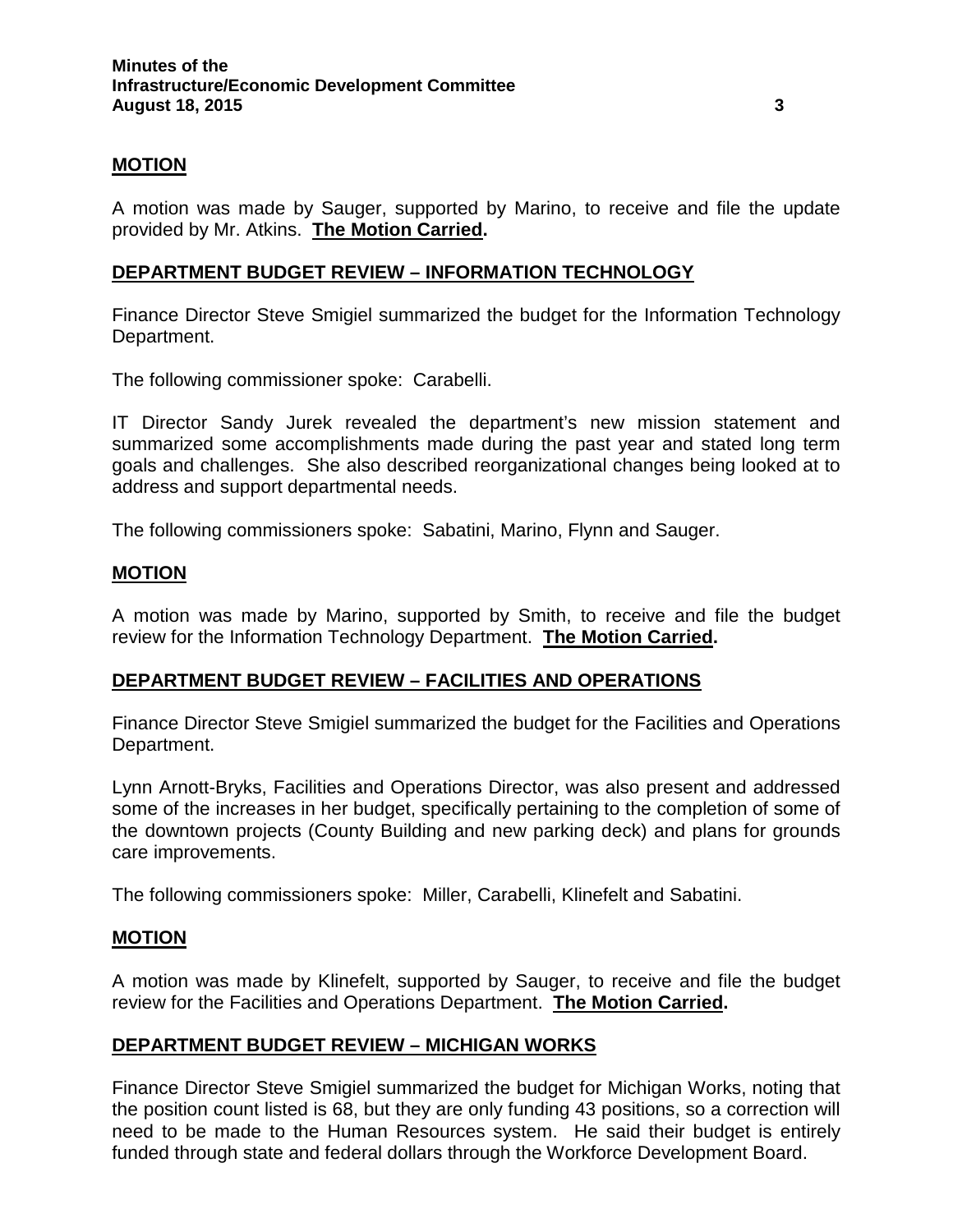**MOTION**

A motion was made by Sauger, supported by Marino, to receive and file the update provided by Mr. Atkins. **The Motion Carried.**

**DEPARTMENT BUDGET REVIEW – INFORMATION TECHNOLOGY**

Finance Director Steve Smigiel summarized the budget for the Information Technology Department.

The following commissioner spoke: Carabelli.

IT Director Sandy Jurek revealed the department's new mission statement and summarized some accomplishments made during the past year and stated long term goals and challenges. She also described reorganizational changes being looked at to address and support departmental needs.

The following commissioners spoke: Sabatini, Marino, Flynn and Sauger.

**MOTION**

A motion was made by Marino, supported by Smith, to receive and file the budget review for the Information Technology Department. **The Motion Carried.**

**DEPARTMENT BUDGET REVIEW – FACILITIES AND OPERATIONS**

Finance Director Steve Smigiel summarized the budget for the Facilities and Operations Department.

Lynn Arnott-Bryks, Facilities and Operations Director, was also present and addressed some of the increases in her budget, specifically pertaining to the completion of some of the downtown projects (County Building and new parking deck) and plans for grounds care improvements.

The following commissioners spoke: Miller, Carabelli, Klinefelt and Sabatini.

**MOTION**

A motion was made by Klinefelt, supported by Sauger, to receive and file the budget review for the Facilities and Operations Department. **The Motion Carried.**

**DEPARTMENT BUDGET REVIEW – MICHIGAN WORKS**

Finance Director Steve Smigiel summarized the budget for Michigan Works, noting that the position count listed is 68, but they are only funding 43 positions, so a correction will need to be made to the Human Resources system. He said their budget is entirely funded through state and federal dollars through the Workforce Development Board.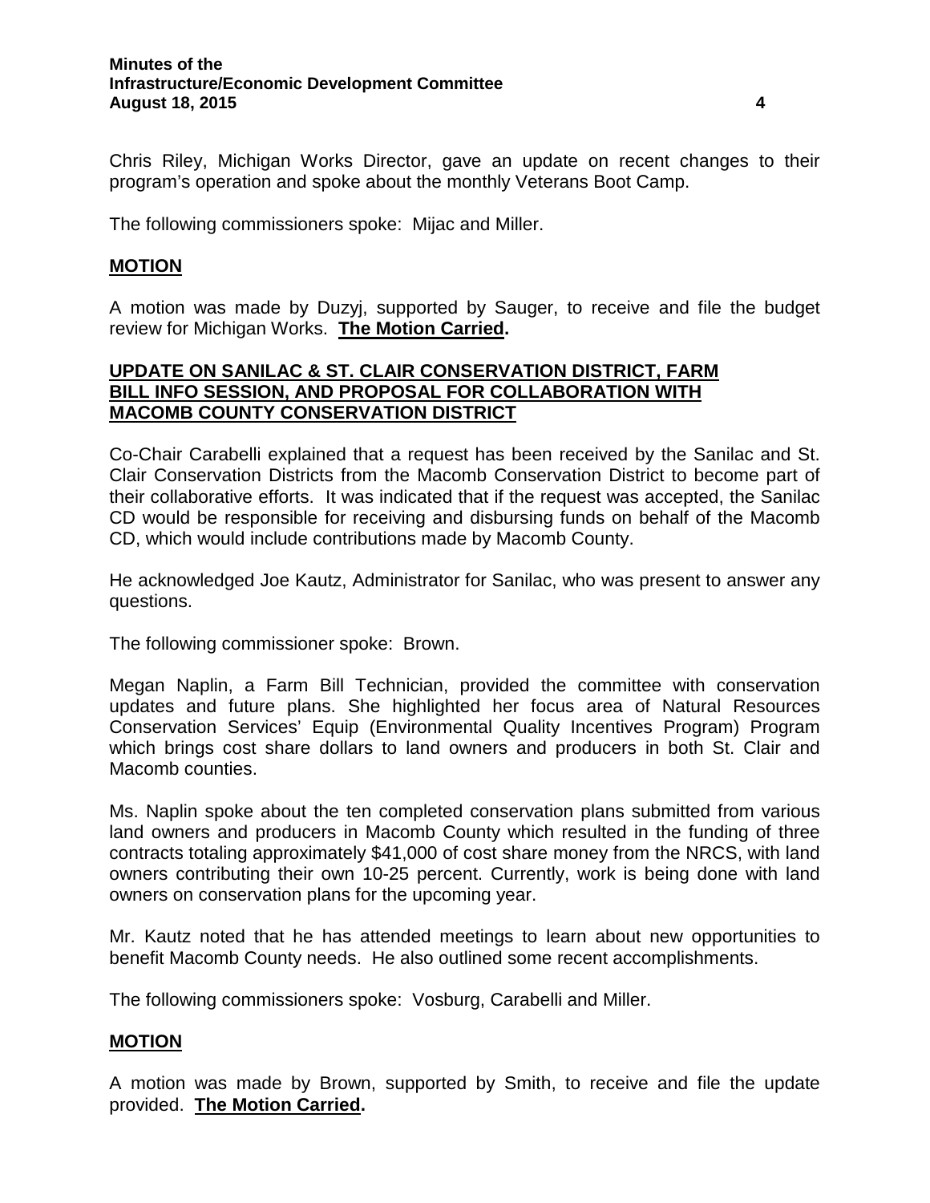Chris Riley, Michigan Works Director, gave an update on recent changes to their program's operation and spoke about the monthly Veterans Boot Camp.

The following commissioners spoke: Mijac and Miller.

## **MOTION**

A motion was made by Duzyj, supported by Sauger, to receive and file the budget review for Michigan Works. **The Motion Carried.**

## **UPDATE ON SANILAC & ST. CLAIR CONSERVATION DISTRICT, FARM BILL INFO SESSION, AND PROPOSAL FOR COLLABORATION WITH MACOMB COUNTY CONSERVATION DISTRICT**

Co-Chair Carabelli explained that a request has been received by the Sanilac and St. Clair Conservation Districts from the Macomb Conservation District to become part of their collaborative efforts. It was indicated that if the request was accepted, the Sanilac CD would be responsible for receiving and disbursing funds on behalf of the Macomb CD, which would include contributions made by Macomb County.

He acknowledged Joe Kautz, Administrator for Sanilac, who was present to answer any questions.

The following commissioner spoke: Brown.

Megan Naplin, a Farm Bill Technician, provided the committee with conservation updates and future plans. She highlighted her focus area of Natural Resources Conservation Services' Equip (Environmental Quality Incentives Program) Program which brings cost share dollars to land owners and producers in both St. Clair and Macomb counties.

Ms. Naplin spoke about the ten completed conservation plans submitted from various land owners and producers in Macomb County which resulted in the funding of three contracts totaling approximately $41,000 of cost share money from the NRCS, with land owners contributing their own 10-25 percent. Currently, work is being done with land owners on conservation plans for the upcoming year.

Mr. Kautz noted that he has attended meetings to learn about new opportunities to benefit Macomb County needs. He also outlined some recent accomplishments.

The following commissioners spoke: Vosburg, Carabelli and Miller.

## **MOTION**

A motion was made by Brown, supported by Smith, to receive and file the update provided. **The Motion Carried.**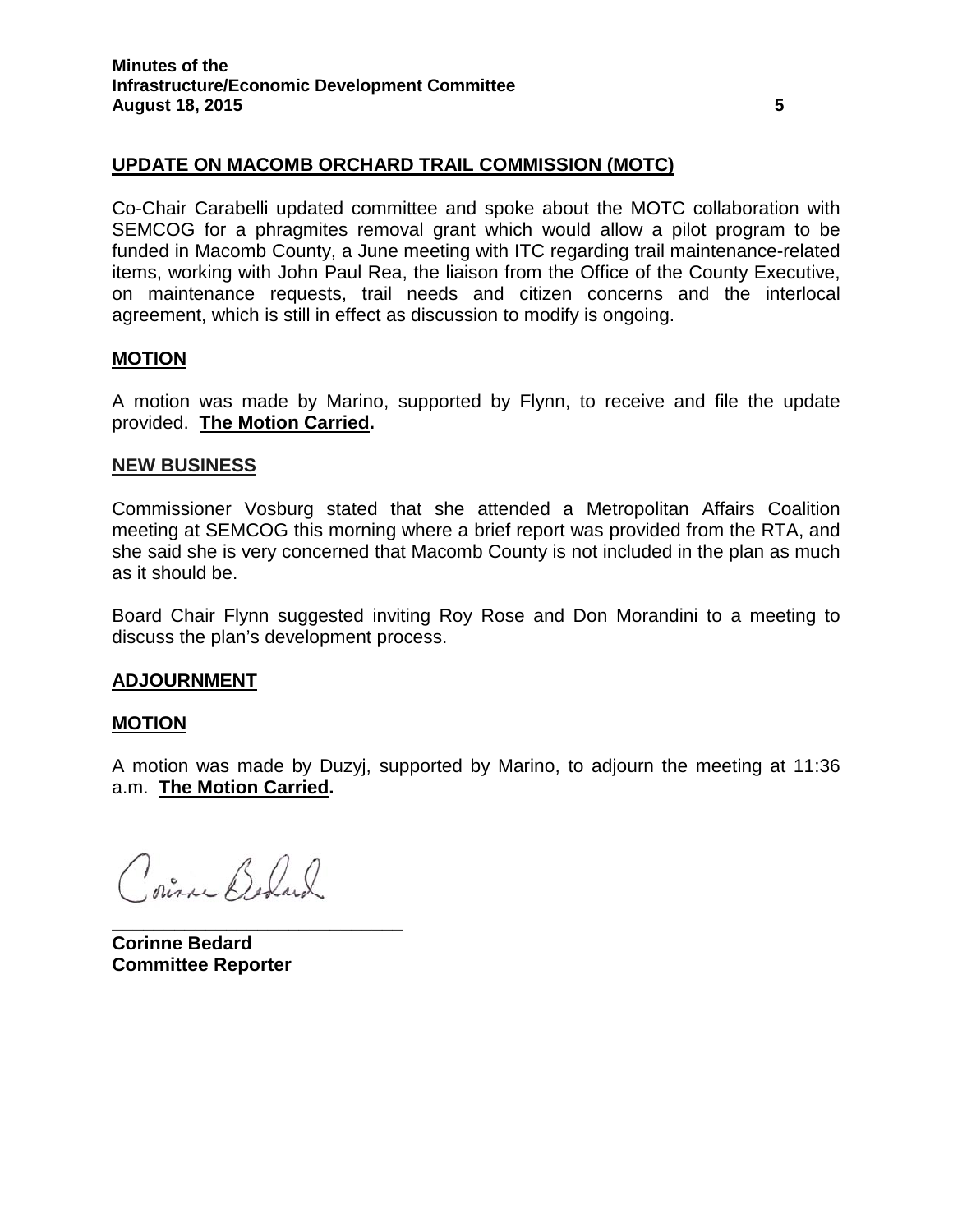## UPDATE ON MACOMB ORCHARD TRAIL COMMISSION (MOTC)

Co-Chair Carabelli updated committee and spoke about the MOTC collaboration with SEMCOG for a phragmites removal grant which would allow a pilot program to be funded in Macomb County, a June meeting with ITC regarding trail maintenance-related items, working with John Paul Rea, the liaison from the Office of the County Executive, on maintenance requests, trail needs and citizen concerns and the interlocal agreement, which is still in effect as discussion to modify is ongoing.

## MOTION

A motion was made by Marino, supported by Flynn, to receive and file the update provided. **The Motion Carried.**

## NEW BUSINESS

Commissioner Vosburg stated that she attended a Metropolitan Affairs Coalition meeting at SEMCOG this morning where a brief report was provided from the RTA, and she said she is very concerned that Macomb County is not included in the plan as much as it should be.

Board Chair Flynn suggested inviting Roy Rose and Don Morandini to a meeting to discuss the plan's development process.

## ADJOURNMENT

## MOTION

A motion was made by Duzyj, supported by Marino, to adjourn the meeting at 11:36 a.m. **The Motion Carried.**

Corinne Bedard

**Corinne Bedard**
**Committee Reporter**